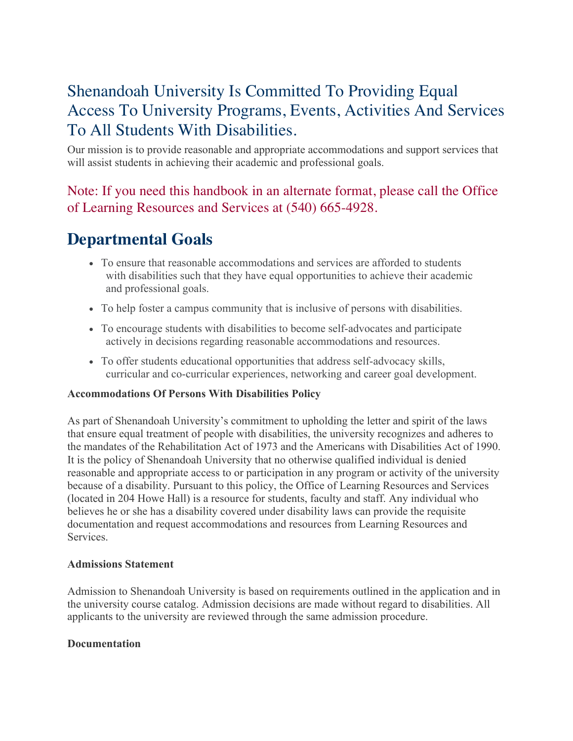# Shenandoah University Is Committed To Providing Equal Access To University Programs, Events, Activities And Services To All Students With Disabilities.

Our mission is to provide reasonable and appropriate accommodations and support services that will assist students in achieving their academic and professional goals.

Note: If you need this handbook in an alternate format, please call the Office of Learning Resources and Services at (540) 665-4928.

## Departmental Goals

- To ensure that reasonable accommodations and services are afforded to students with disabilities such that they have equal opportunities to achieve their academic and professional goals.
- To help foster a campus community that is inclusive of persons with disabilities.
- To encourage students with disabilities to become self-advocates and participate actively in decisions regarding reasonable accommodations and resources.
- To offer students educational opportunities that address self-advocacy skills, curricular and co-curricular experiences, networking and career goal development.

**Accommodations Of Persons With Disabilities Policy**

As part of Shenandoah University's commitment to upholding the letter and spirit of the laws that ensure equal treatment of people with disabilities, the university recognizes and adheres to the mandates of the Rehabilitation Act of 1973 and the Americans with Disabilities Act of 1990. It is the policy of Shenandoah University that no otherwise qualified individual is denied reasonable and appropriate access to or participation in any program or activity of the university because of a disability. Pursuant to this policy, the Office of Learning Resources and Services (located in 204 Howe Hall) is a resource for students, faculty and staff. Any individual who believes he or she has a disability covered under disability laws can provide the requisite documentation and request accommodations and resources from Learning Resources and Services.

**Admissions Statement**

Admission to Shenandoah University is based on requirements outlined in the application and in the university course catalog. Admission decisions are made without regard to disabilities. All applicants to the university are reviewed through the same admission procedure.

**Documentation**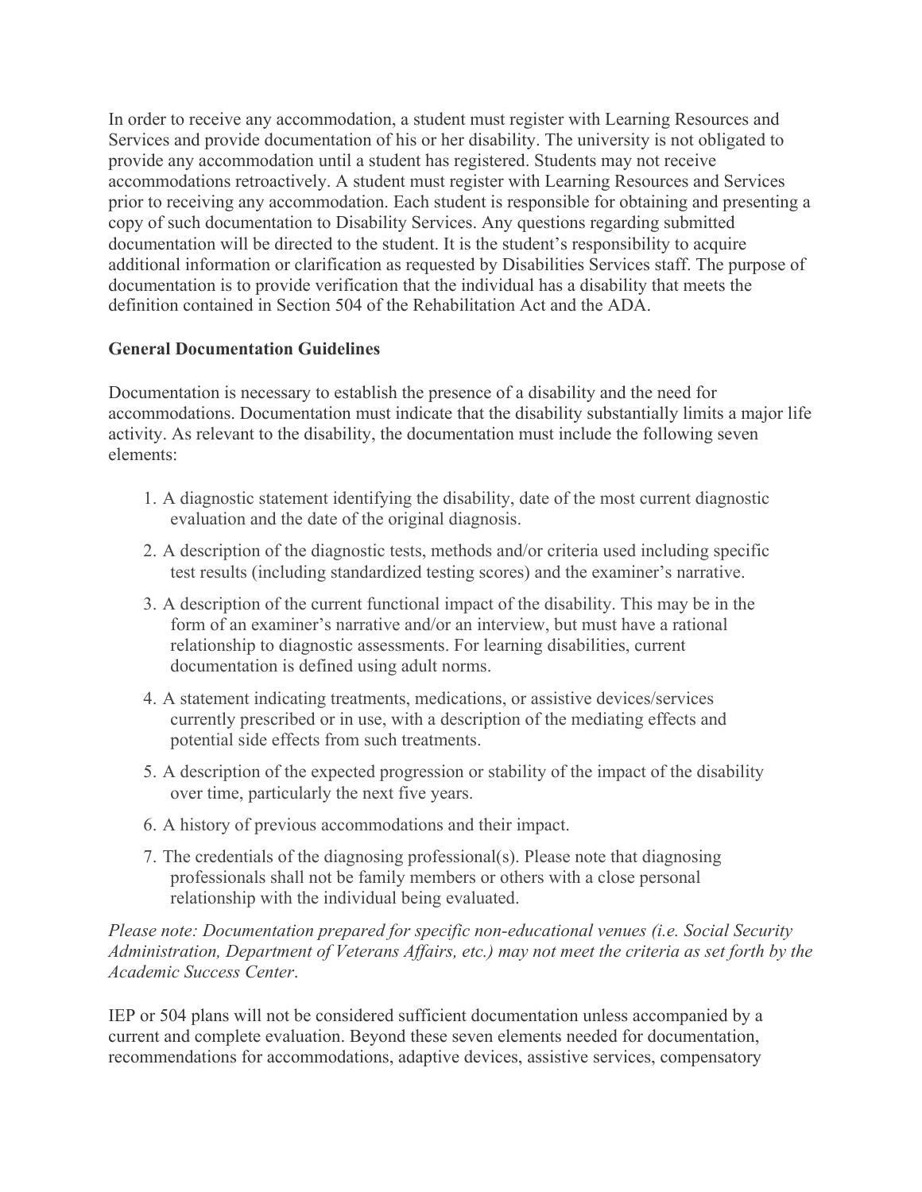In order to receive any accommodation, a student must register with Learning Resources and Services and provide documentation of his or her disability. The university is not obligated to provide any accommodation until a student has registered. Students may not receive accommodations retroactively. A student must register with Learning Resources and Services prior to receiving any accommodation. Each student is responsible for obtaining and presenting a copy of such documentation to Disability Services. Any questions regarding submitted documentation will be directed to the student. It is the student's responsibility to acquire additional information or clarification as requested by Disabilities Services staff. The purpose of documentation is to provide verification that the individual has a disability that meets the definition contained in Section 504 of the Rehabilitation Act and the ADA.

**General Documentation Guidelines**

Documentation is necessary to establish the presence of a disability and the need for accommodations. Documentation must indicate that the disability substantially limits a major life activity. As relevant to the disability, the documentation must include the following seven elements:

1. A diagnostic statement identifying the disability, date of the most current diagnostic evaluation and the date of the original diagnosis.
2. A description of the diagnostic tests, methods and/or criteria used including specific test results (including standardized testing scores) and the examiner's narrative.
3. A description of the current functional impact of the disability. This may be in the form of an examiner's narrative and/or an interview, but must have a rational relationship to diagnostic assessments. For learning disabilities, current documentation is defined using adult norms.
4. A statement indicating treatments, medications, or assistive devices/services currently prescribed or in use, with a description of the mediating effects and potential side effects from such treatments.
5. A description of the expected progression or stability of the impact of the disability over time, particularly the next five years.
6. A history of previous accommodations and their impact.
7. The credentials of the diagnosing professional(s). Please note that diagnosing professionals shall not be family members or others with a close personal relationship with the individual being evaluated.

*Please note: Documentation prepared for specific non-educational venues (i.e. Social Security Administration, Department of Veterans Affairs, etc.) may not meet the criteria as set forth by the Academic Success Center*.

IEP or 504 plans will not be considered sufficient documentation unless accompanied by a current and complete evaluation. Beyond these seven elements needed for documentation, recommendations for accommodations, adaptive devices, assistive services, compensatory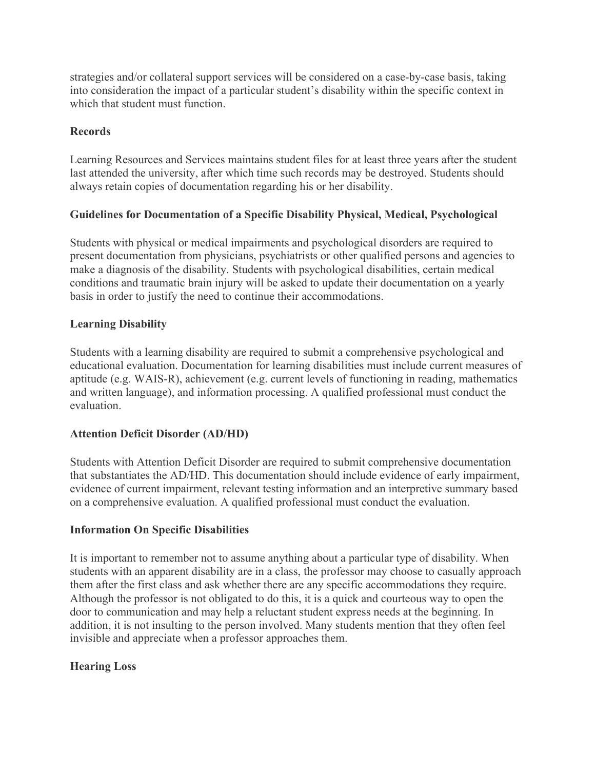strategies and/or collateral support services will be considered on a case-by-case basis, taking into consideration the impact of a particular student's disability within the specific context in which that student must function.

**Records**

Learning Resources and Services maintains student files for at least three years after the student last attended the university, after which time such records may be destroyed. Students should always retain copies of documentation regarding his or her disability.

**Guidelines for Documentation of a Specific Disability Physical, Medical, Psychological**

Students with physical or medical impairments and psychological disorders are required to present documentation from physicians, psychiatrists or other qualified persons and agencies to make a diagnosis of the disability. Students with psychological disabilities, certain medical conditions and traumatic brain injury will be asked to update their documentation on a yearly basis in order to justify the need to continue their accommodations.

**Learning Disability**

Students with a learning disability are required to submit a comprehensive psychological and educational evaluation. Documentation for learning disabilities must include current measures of aptitude (e.g. WAIS-R), achievement (e.g. current levels of functioning in reading, mathematics and written language), and information processing. A qualified professional must conduct the evaluation.

**Attention Deficit Disorder (AD/HD)**

Students with Attention Deficit Disorder are required to submit comprehensive documentation that substantiates the AD/HD. This documentation should include evidence of early impairment, evidence of current impairment, relevant testing information and an interpretive summary based on a comprehensive evaluation. A qualified professional must conduct the evaluation.

**Information On Specific Disabilities**

It is important to remember not to assume anything about a particular type of disability. When students with an apparent disability are in a class, the professor may choose to casually approach them after the first class and ask whether there are any specific accommodations they require. Although the professor is not obligated to do this, it is a quick and courteous way to open the door to communication and may help a reluctant student express needs at the beginning. In addition, it is not insulting to the person involved. Many students mention that they often feel invisible and appreciate when a professor approaches them.

**Hearing Loss**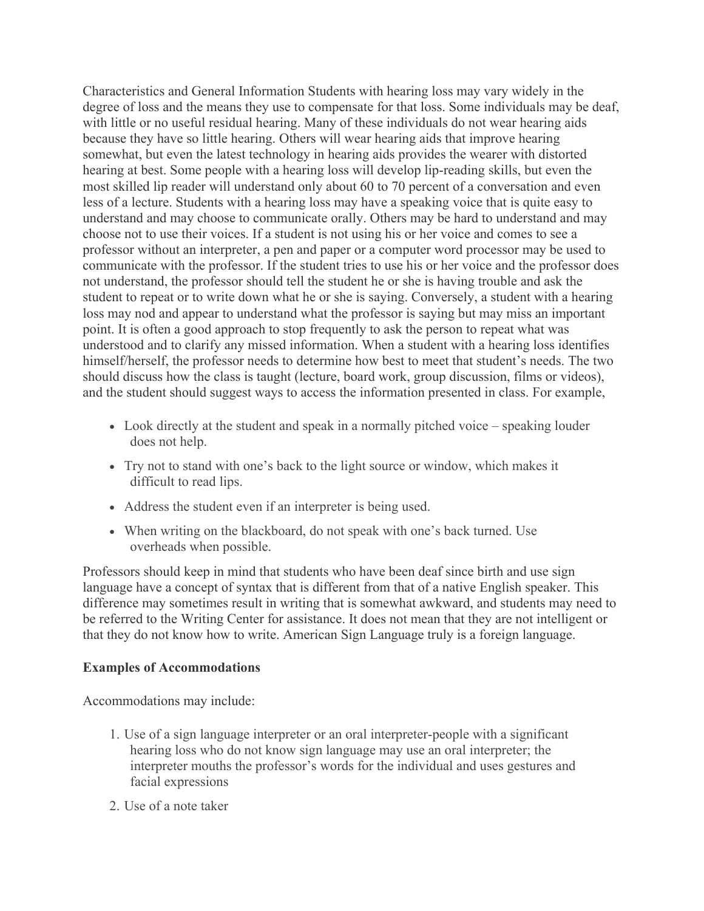Characteristics and General Information Students with hearing loss may vary widely in the degree of loss and the means they use to compensate for that loss. Some individuals may be deaf, with little or no useful residual hearing. Many of these individuals do not wear hearing aids because they have so little hearing. Others will wear hearing aids that improve hearing somewhat, but even the latest technology in hearing aids provides the wearer with distorted hearing at best. Some people with a hearing loss will develop lip-reading skills, but even the most skilled lip reader will understand only about 60 to 70 percent of a conversation and even less of a lecture. Students with a hearing loss may have a speaking voice that is quite easy to understand and may choose to communicate orally. Others may be hard to understand and may choose not to use their voices. If a student is not using his or her voice and comes to see a professor without an interpreter, a pen and paper or a computer word processor may be used to communicate with the professor. If the student tries to use his or her voice and the professor does not understand, the professor should tell the student he or she is having trouble and ask the student to repeat or to write down what he or she is saying. Conversely, a student with a hearing loss may nod and appear to understand what the professor is saying but may miss an important point. It is often a good approach to stop frequently to ask the person to repeat what was understood and to clarify any missed information. When a student with a hearing loss identifies himself/herself, the professor needs to determine how best to meet that student's needs. The two should discuss how the class is taught (lecture, board work, group discussion, films or videos), and the student should suggest ways to access the information presented in class. For example,

- Look directly at the student and speak in a normally pitched voice – speaking louder does not help.
- Try not to stand with one's back to the light source or window, which makes it difficult to read lips.
- Address the student even if an interpreter is being used.
- When writing on the blackboard, do not speak with one's back turned. Use overheads when possible.

Professors should keep in mind that students who have been deaf since birth and use sign language have a concept of syntax that is different from that of a native English speaker. This difference may sometimes result in writing that is somewhat awkward, and students may need to be referred to the Writing Center for assistance. It does not mean that they are not intelligent or that they do not know how to write. American Sign Language truly is a foreign language.

**Examples of Accommodations**

Accommodations may include:

1. Use of a sign language interpreter or an oral interpreter-people with a significant hearing loss who do not know sign language may use an oral interpreter; the interpreter mouths the professor's words for the individual and uses gestures and facial expressions
2. Use of a note taker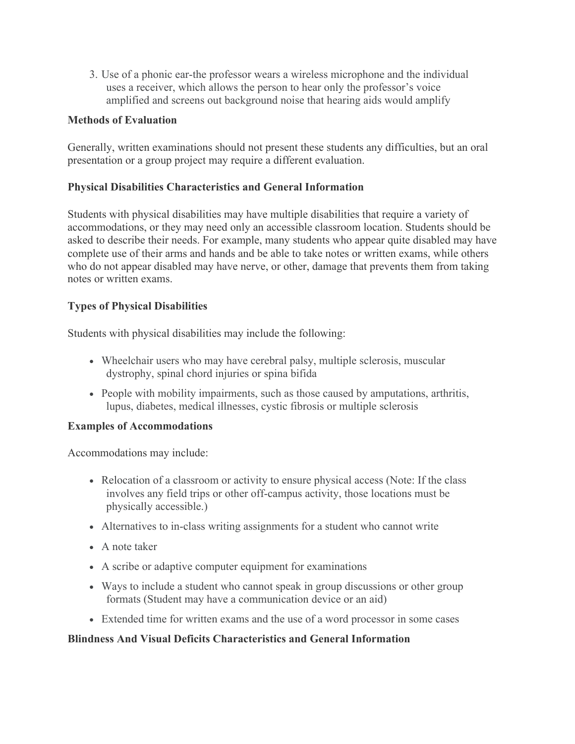3. Use of a phonic ear-the professor wears a wireless microphone and the individual uses a receiver, which allows the person to hear only the professor's voice amplified and screens out background noise that hearing aids would amplify

**Methods of Evaluation**

Generally, written examinations should not present these students any difficulties, but an oral presentation or a group project may require a different evaluation.

**Physical Disabilities Characteristics and General Information**

Students with physical disabilities may have multiple disabilities that require a variety of accommodations, or they may need only an accessible classroom location. Students should be asked to describe their needs. For example, many students who appear quite disabled may have complete use of their arms and hands and be able to take notes or written exams, while others who do not appear disabled may have nerve, or other, damage that prevents them from taking notes or written exams.

**Types of Physical Disabilities**

Students with physical disabilities may include the following:

- Wheelchair users who may have cerebral palsy, multiple sclerosis, muscular dystrophy, spinal chord injuries or spina bifida
- People with mobility impairments, such as those caused by amputations, arthritis, lupus, diabetes, medical illnesses, cystic fibrosis or multiple sclerosis

**Examples of Accommodations**

Accommodations may include:

- Relocation of a classroom or activity to ensure physical access (Note: If the class involves any field trips or other off-campus activity, those locations must be physically accessible.)
- Alternatives to in-class writing assignments for a student who cannot write
- A note taker
- A scribe or adaptive computer equipment for examinations
- Ways to include a student who cannot speak in group discussions or other group formats (Student may have a communication device or an aid)
- Extended time for written exams and the use of a word processor in some cases

**Blindness And Visual Deficits Characteristics and General Information**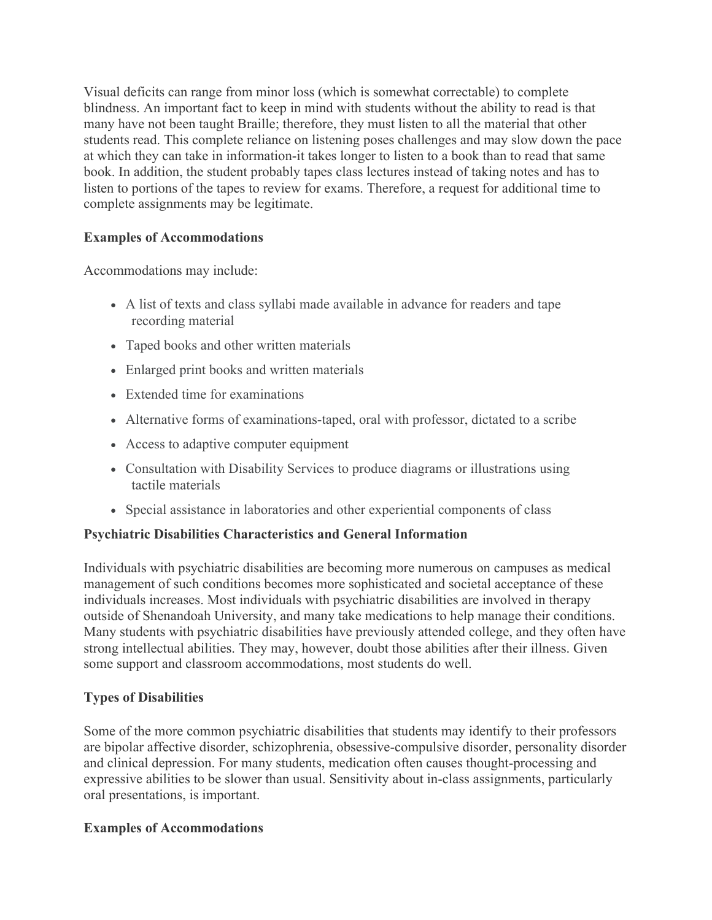Visual deficits can range from minor loss (which is somewhat correctable) to complete blindness. An important fact to keep in mind with students without the ability to read is that many have not been taught Braille; therefore, they must listen to all the material that other students read. This complete reliance on listening poses challenges and may slow down the pace at which they can take in information-it takes longer to listen to a book than to read that same book. In addition, the student probably tapes class lectures instead of taking notes and has to listen to portions of the tapes to review for exams. Therefore, a request for additional time to complete assignments may be legitimate.

**Examples of Accommodations**

Accommodations may include:

- A list of texts and class syllabi made available in advance for readers and tape recording material
- Taped books and other written materials
- Enlarged print books and written materials
- Extended time for examinations
- Alternative forms of examinations-taped, oral with professor, dictated to a scribe
- Access to adaptive computer equipment
- Consultation with Disability Services to produce diagrams or illustrations using tactile materials
- Special assistance in laboratories and other experiential components of class

**Psychiatric Disabilities Characteristics and General Information**

Individuals with psychiatric disabilities are becoming more numerous on campuses as medical management of such conditions becomes more sophisticated and societal acceptance of these individuals increases. Most individuals with psychiatric disabilities are involved in therapy outside of Shenandoah University, and many take medications to help manage their conditions. Many students with psychiatric disabilities have previously attended college, and they often have strong intellectual abilities. They may, however, doubt those abilities after their illness. Given some support and classroom accommodations, most students do well.

**Types of Disabilities**

Some of the more common psychiatric disabilities that students may identify to their professors are bipolar affective disorder, schizophrenia, obsessive-compulsive disorder, personality disorder and clinical depression. For many students, medication often causes thought-processing and expressive abilities to be slower than usual. Sensitivity about in-class assignments, particularly oral presentations, is important.

**Examples of Accommodations**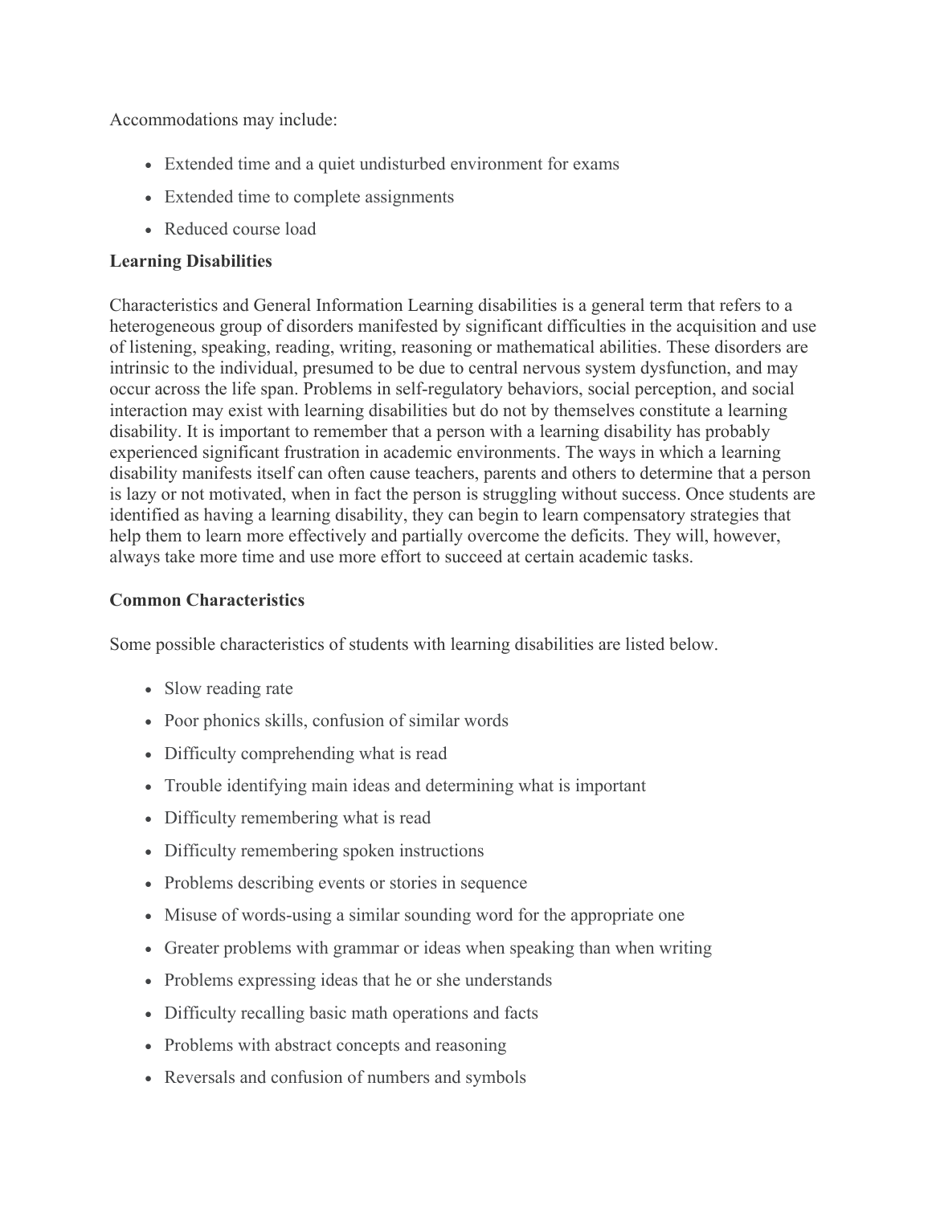Accommodations may include:

- Extended time and a quiet undisturbed environment for exams
- Extended time to complete assignments
- Reduced course load

**Learning Disabilities**

Characteristics and General Information Learning disabilities is a general term that refers to a heterogeneous group of disorders manifested by significant difficulties in the acquisition and use of listening, speaking, reading, writing, reasoning or mathematical abilities. These disorders are intrinsic to the individual, presumed to be due to central nervous system dysfunction, and may occur across the life span. Problems in self-regulatory behaviors, social perception, and social interaction may exist with learning disabilities but do not by themselves constitute a learning disability. It is important to remember that a person with a learning disability has probably experienced significant frustration in academic environments. The ways in which a learning disability manifests itself can often cause teachers, parents and others to determine that a person is lazy or not motivated, when in fact the person is struggling without success. Once students are identified as having a learning disability, they can begin to learn compensatory strategies that help them to learn more effectively and partially overcome the deficits. They will, however, always take more time and use more effort to succeed at certain academic tasks.

**Common Characteristics**

Some possible characteristics of students with learning disabilities are listed below.

- Slow reading rate
- Poor phonics skills, confusion of similar words
- Difficulty comprehending what is read
- Trouble identifying main ideas and determining what is important
- Difficulty remembering what is read
- Difficulty remembering spoken instructions
- Problems describing events or stories in sequence
- Misuse of words-using a similar sounding word for the appropriate one
- Greater problems with grammar or ideas when speaking than when writing
- Problems expressing ideas that he or she understands
- Difficulty recalling basic math operations and facts
- Problems with abstract concepts and reasoning
- Reversals and confusion of numbers and symbols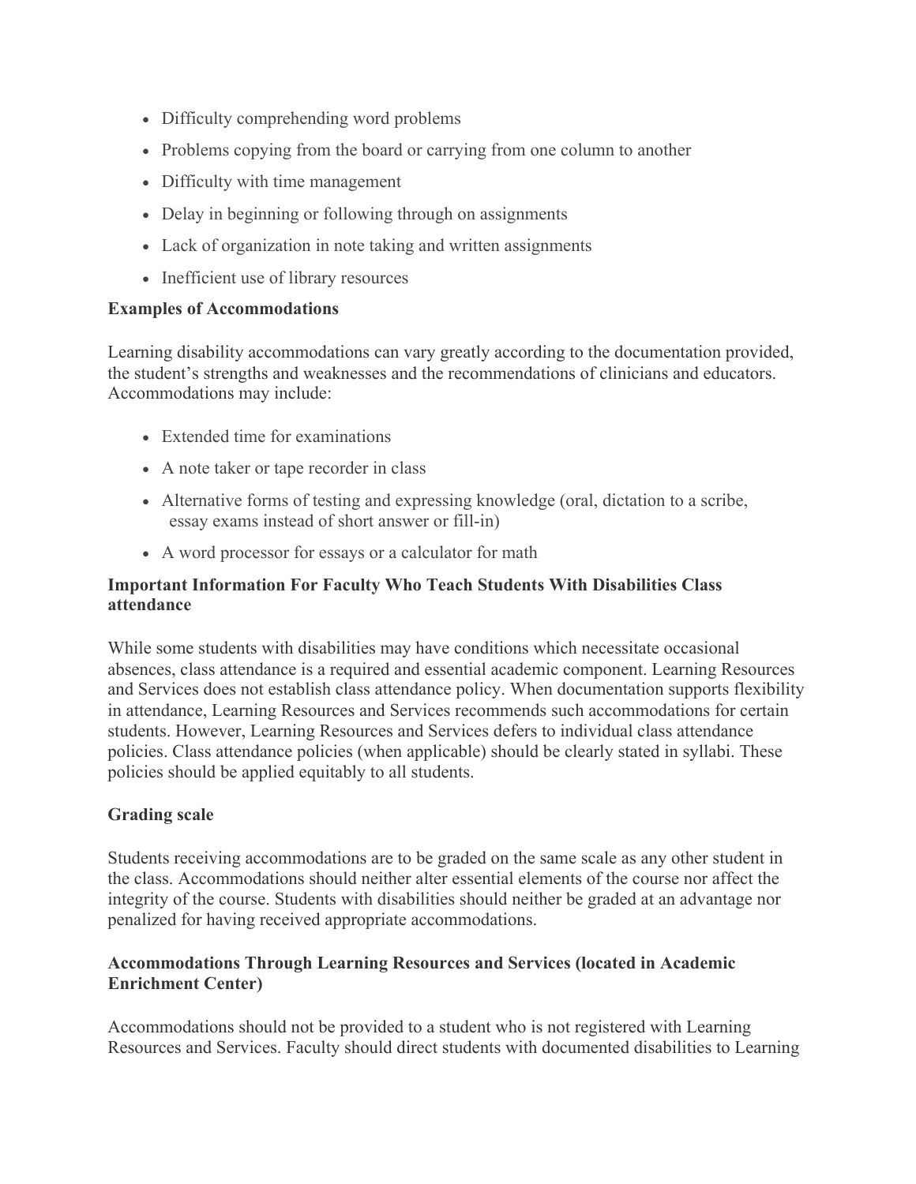- Difficulty comprehending word problems
- Problems copying from the board or carrying from one column to another
- Difficulty with time management
- Delay in beginning or following through on assignments
- Lack of organization in note taking and written assignments
- Inefficient use of library resources

**Examples of Accommodations**

Learning disability accommodations can vary greatly according to the documentation provided, the student's strengths and weaknesses and the recommendations of clinicians and educators. Accommodations may include:

- Extended time for examinations
- A note taker or tape recorder in class
- Alternative forms of testing and expressing knowledge (oral, dictation to a scribe, essay exams instead of short answer or fill-in)
- A word processor for essays or a calculator for math

**Important Information For Faculty Who Teach Students With Disabilities Class attendance**

While some students with disabilities may have conditions which necessitate occasional absences, class attendance is a required and essential academic component. Learning Resources and Services does not establish class attendance policy. When documentation supports flexibility in attendance, Learning Resources and Services recommends such accommodations for certain students. However, Learning Resources and Services defers to individual class attendance policies. Class attendance policies (when applicable) should be clearly stated in syllabi. These policies should be applied equitably to all students.

**Grading scale**

Students receiving accommodations are to be graded on the same scale as any other student in the class. Accommodations should neither alter essential elements of the course nor affect the integrity of the course. Students with disabilities should neither be graded at an advantage nor penalized for having received appropriate accommodations.

**Accommodations Through Learning Resources and Services (located in Academic Enrichment Center)**

Accommodations should not be provided to a student who is not registered with Learning Resources and Services. Faculty should direct students with documented disabilities to Learning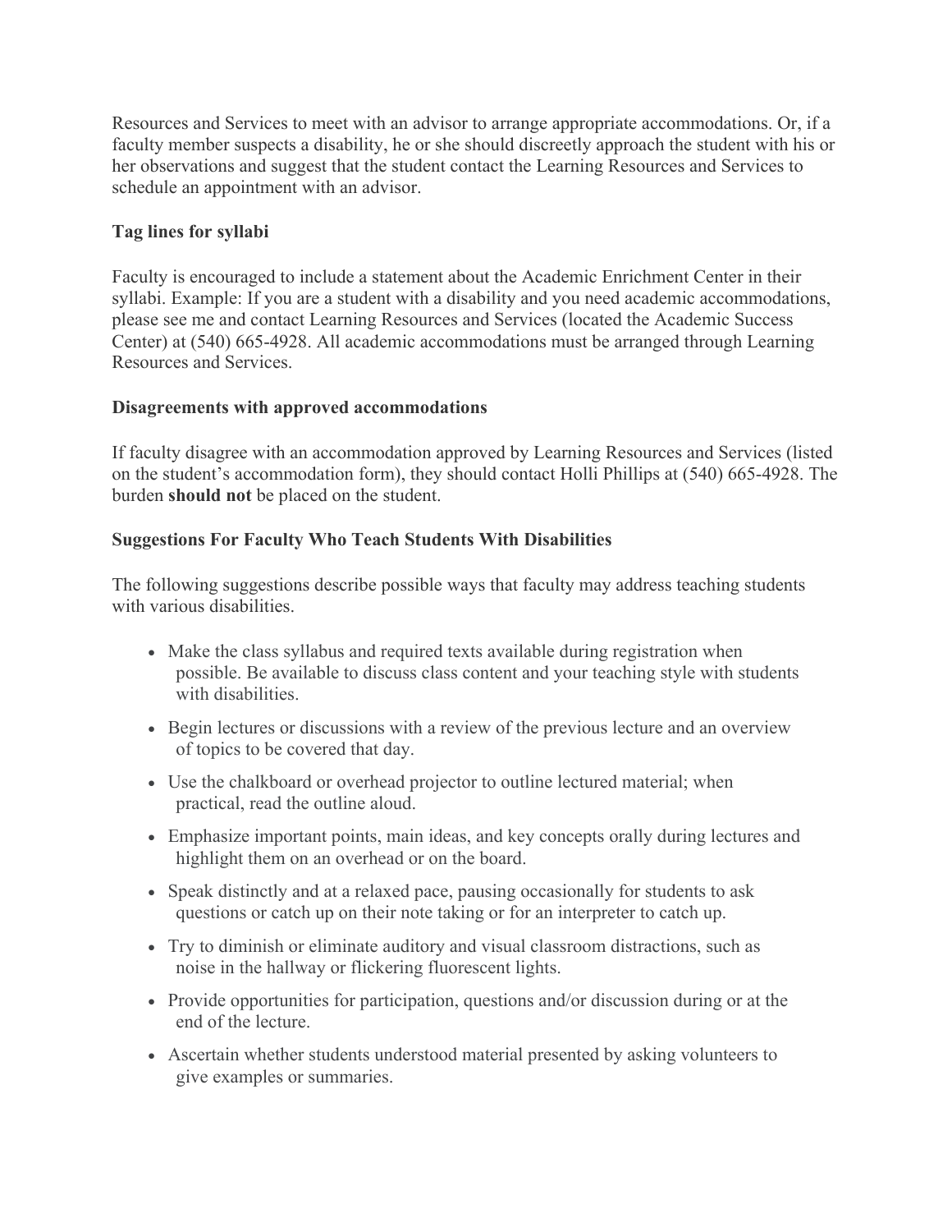Resources and Services to meet with an advisor to arrange appropriate accommodations. Or, if a faculty member suspects a disability, he or she should discreetly approach the student with his or her observations and suggest that the student contact the Learning Resources and Services to schedule an appointment with an advisor.

**Tag lines for syllabi**

Faculty is encouraged to include a statement about the Academic Enrichment Center in their syllabi. Example: If you are a student with a disability and you need academic accommodations, please see me and contact Learning Resources and Services (located the Academic Success Center) at (540) 665-4928. All academic accommodations must be arranged through Learning Resources and Services.

**Disagreements with approved accommodations**

If faculty disagree with an accommodation approved by Learning Resources and Services (listed on the student's accommodation form), they should contact Holli Phillips at (540) 665-4928. The burden **should not** be placed on the student.

**Suggestions For Faculty Who Teach Students With Disabilities**

The following suggestions describe possible ways that faculty may address teaching students with various disabilities.

- Make the class syllabus and required texts available during registration when possible. Be available to discuss class content and your teaching style with students with disabilities.
- Begin lectures or discussions with a review of the previous lecture and an overview of topics to be covered that day.
- Use the chalkboard or overhead projector to outline lectured material; when practical, read the outline aloud.
- Emphasize important points, main ideas, and key concepts orally during lectures and highlight them on an overhead or on the board.
- Speak distinctly and at a relaxed pace, pausing occasionally for students to ask questions or catch up on their note taking or for an interpreter to catch up.
- Try to diminish or eliminate auditory and visual classroom distractions, such as noise in the hallway or flickering fluorescent lights.
- Provide opportunities for participation, questions and/or discussion during or at the end of the lecture.
- Ascertain whether students understood material presented by asking volunteers to give examples or summaries.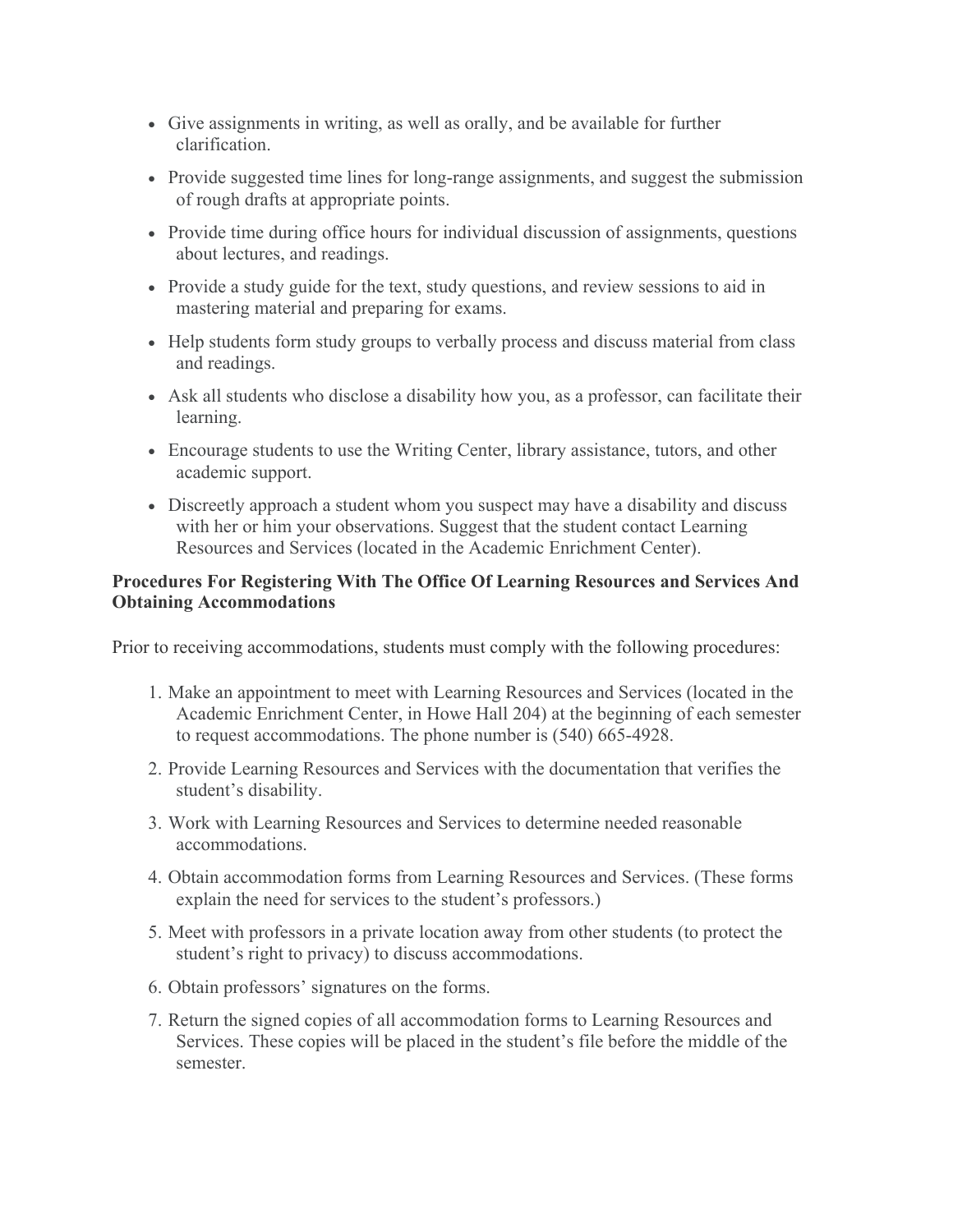- Give assignments in writing, as well as orally, and be available for further clarification.
- Provide suggested time lines for long-range assignments, and suggest the submission of rough drafts at appropriate points.
- Provide time during office hours for individual discussion of assignments, questions about lectures, and readings.
- Provide a study guide for the text, study questions, and review sessions to aid in mastering material and preparing for exams.
- Help students form study groups to verbally process and discuss material from class and readings.
- Ask all students who disclose a disability how you, as a professor, can facilitate their learning.
- Encourage students to use the Writing Center, library assistance, tutors, and other academic support.
- Discreetly approach a student whom you suspect may have a disability and discuss with her or him your observations. Suggest that the student contact Learning Resources and Services (located in the Academic Enrichment Center).

**Procedures For Registering With The Office Of Learning Resources and Services And Obtaining Accommodations**

Prior to receiving accommodations, students must comply with the following procedures:

1. Make an appointment to meet with Learning Resources and Services (located in the Academic Enrichment Center, in Howe Hall 204) at the beginning of each semester to request accommodations. The phone number is (540) 665-4928.
2. Provide Learning Resources and Services with the documentation that verifies the student's disability.
3. Work with Learning Resources and Services to determine needed reasonable accommodations.
4. Obtain accommodation forms from Learning Resources and Services. (These forms explain the need for services to the student's professors.)
5. Meet with professors in a private location away from other students (to protect the student's right to privacy) to discuss accommodations.
6. Obtain professors' signatures on the forms.
7. Return the signed copies of all accommodation forms to Learning Resources and Services. These copies will be placed in the student's file before the middle of the semester.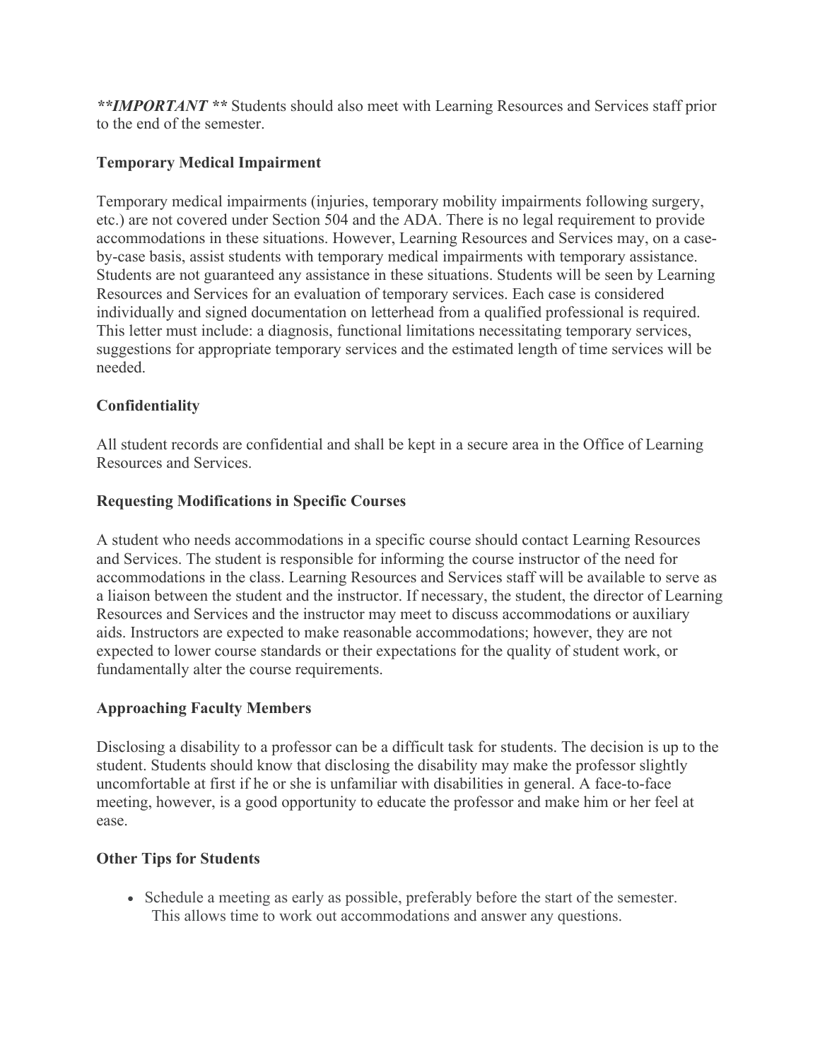***IMPORTANT*** Students should also meet with Learning Resources and Services staff prior to the end of the semester.

### Temporary Medical Impairment

Temporary medical impairments (injuries, temporary mobility impairments following surgery, etc.) are not covered under Section 504 and the ADA. There is no legal requirement to provide accommodations in these situations. However, Learning Resources and Services may, on a case-by-case basis, assist students with temporary medical impairments with temporary assistance. Students are not guaranteed any assistance in these situations. Students will be seen by Learning Resources and Services for an evaluation of temporary services. Each case is considered individually and signed documentation on letterhead from a qualified professional is required. This letter must include: a diagnosis, functional limitations necessitating temporary services, suggestions for appropriate temporary services and the estimated length of time services will be needed.

### Confidentiality

All student records are confidential and shall be kept in a secure area in the Office of Learning Resources and Services.

### Requesting Modifications in Specific Courses

A student who needs accommodations in a specific course should contact Learning Resources and Services. The student is responsible for informing the course instructor of the need for accommodations in the class. Learning Resources and Services staff will be available to serve as a liaison between the student and the instructor. If necessary, the student, the director of Learning Resources and Services and the instructor may meet to discuss accommodations or auxiliary aids. Instructors are expected to make reasonable accommodations; however, they are not expected to lower course standards or their expectations for the quality of student work, or fundamentally alter the course requirements.

### Approaching Faculty Members

Disclosing a disability to a professor can be a difficult task for students. The decision is up to the student. Students should know that disclosing the disability may make the professor slightly uncomfortable at first if he or she is unfamiliar with disabilities in general. A face-to-face meeting, however, is a good opportunity to educate the professor and make him or her feel at ease.

### Other Tips for Students

- Schedule a meeting as early as possible, preferably before the start of the semester. This allows time to work out accommodations and answer any questions.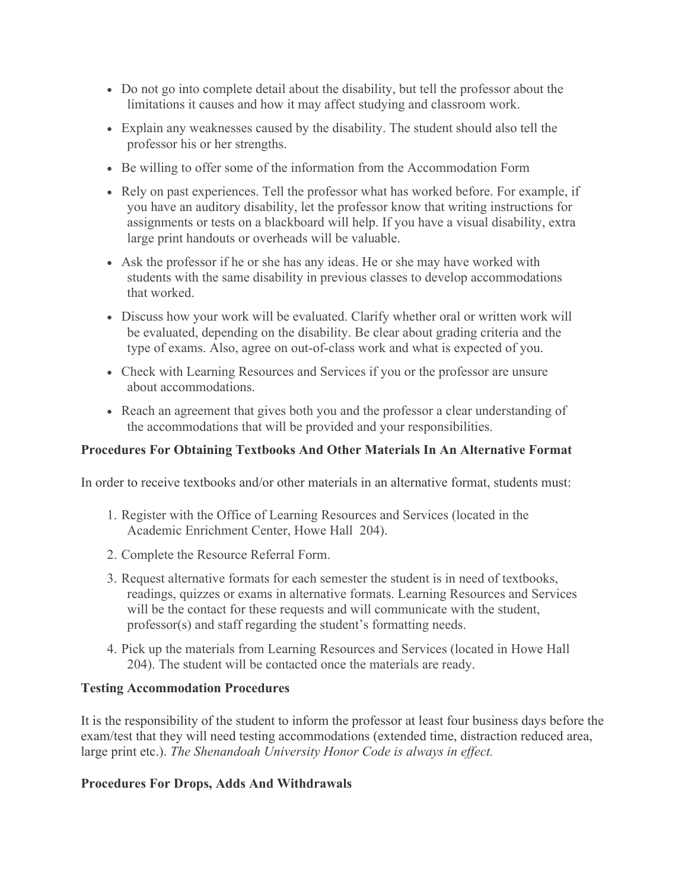- Do not go into complete detail about the disability, but tell the professor about the limitations it causes and how it may affect studying and classroom work.
- Explain any weaknesses caused by the disability. The student should also tell the professor his or her strengths.
- Be willing to offer some of the information from the Accommodation Form
- Rely on past experiences. Tell the professor what has worked before. For example, if you have an auditory disability, let the professor know that writing instructions for assignments or tests on a blackboard will help. If you have a visual disability, extra large print handouts or overheads will be valuable.
- Ask the professor if he or she has any ideas. He or she may have worked with students with the same disability in previous classes to develop accommodations that worked.
- Discuss how your work will be evaluated. Clarify whether oral or written work will be evaluated, depending on the disability. Be clear about grading criteria and the type of exams. Also, agree on out-of-class work and what is expected of you.
- Check with Learning Resources and Services if you or the professor are unsure about accommodations.
- Reach an agreement that gives both you and the professor a clear understanding of the accommodations that will be provided and your responsibilities.

**Procedures For Obtaining Textbooks And Other Materials In An Alternative Format**

In order to receive textbooks and/or other materials in an alternative format, students must:

1. Register with the Office of Learning Resources and Services (located in the Academic Enrichment Center, Howe Hall 204).
2. Complete the Resource Referral Form.
3. Request alternative formats for each semester the student is in need of textbooks, readings, quizzes or exams in alternative formats. Learning Resources and Services will be the contact for these requests and will communicate with the student, professor(s) and staff regarding the student's formatting needs.
4. Pick up the materials from Learning Resources and Services (located in Howe Hall 204). The student will be contacted once the materials are ready.

**Testing Accommodation Procedures**

It is the responsibility of the student to inform the professor at least four business days before the exam/test that they will need testing accommodations (extended time, distraction reduced area, large print etc.). *The Shenandoah University Honor Code is always in effect.*

**Procedures For Drops, Adds And Withdrawals**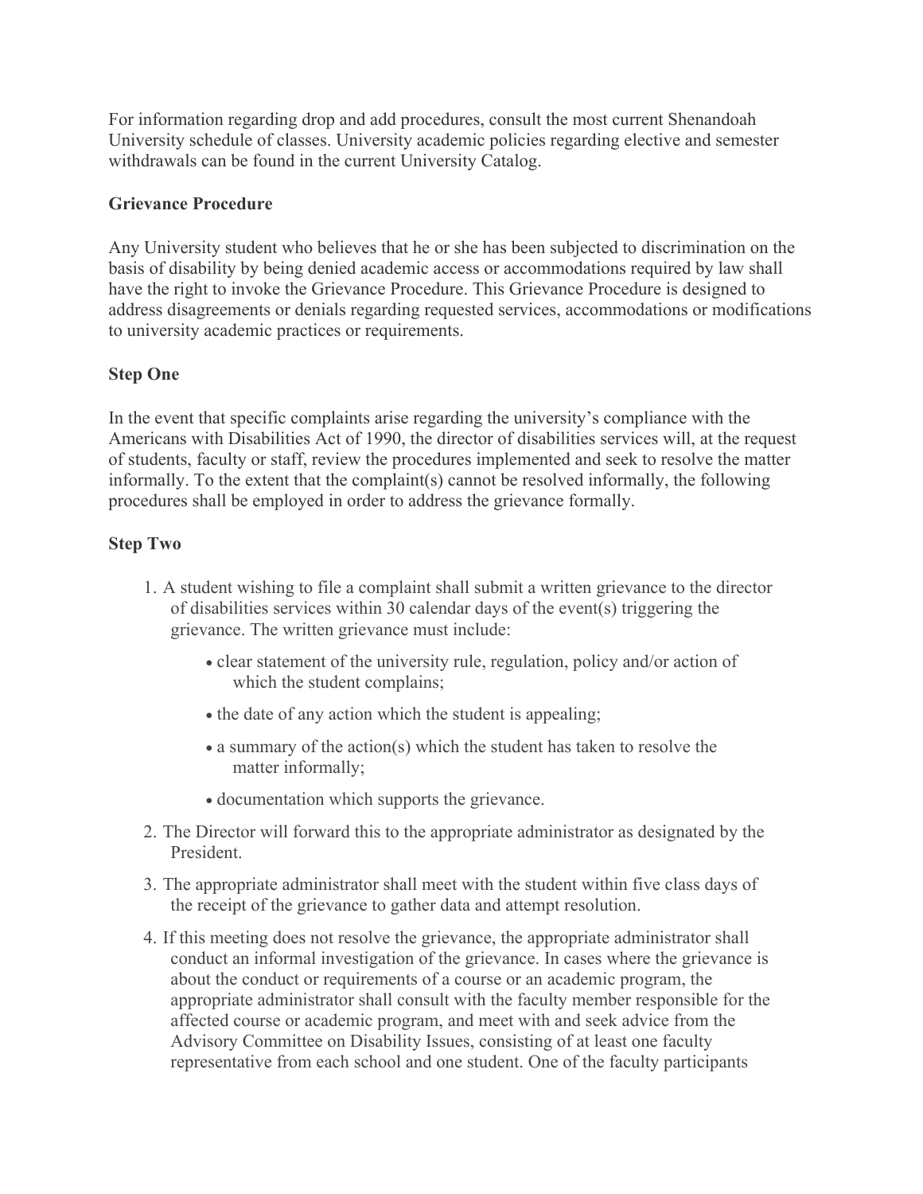For information regarding drop and add procedures, consult the most current Shenandoah University schedule of classes. University academic policies regarding elective and semester withdrawals can be found in the current University Catalog.

**Grievance Procedure**

Any University student who believes that he or she has been subjected to discrimination on the basis of disability by being denied academic access or accommodations required by law shall have the right to invoke the Grievance Procedure. This Grievance Procedure is designed to address disagreements or denials regarding requested services, accommodations or modifications to university academic practices or requirements.

**Step One**

In the event that specific complaints arise regarding the university's compliance with the Americans with Disabilities Act of 1990, the director of disabilities services will, at the request of students, faculty or staff, review the procedures implemented and seek to resolve the matter informally. To the extent that the complaint(s) cannot be resolved informally, the following procedures shall be employed in order to address the grievance formally.

**Step Two**

1. A student wishing to file a complaint shall submit a written grievance to the director of disabilities services within 30 calendar days of the event(s) triggering the grievance. The written grievance must include:
   - clear statement of the university rule, regulation, policy and/or action of which the student complains;
   - the date of any action which the student is appealing;
   - a summary of the action(s) which the student has taken to resolve the matter informally;
   - documentation which supports the grievance.
2. The Director will forward this to the appropriate administrator as designated by the President.
3. The appropriate administrator shall meet with the student within five class days of the receipt of the grievance to gather data and attempt resolution.
4. If this meeting does not resolve the grievance, the appropriate administrator shall conduct an informal investigation of the grievance. In cases where the grievance is about the conduct or requirements of a course or an academic program, the appropriate administrator shall consult with the faculty member responsible for the affected course or academic program, and meet with and seek advice from the Advisory Committee on Disability Issues, consisting of at least one faculty representative from each school and one student. One of the faculty participants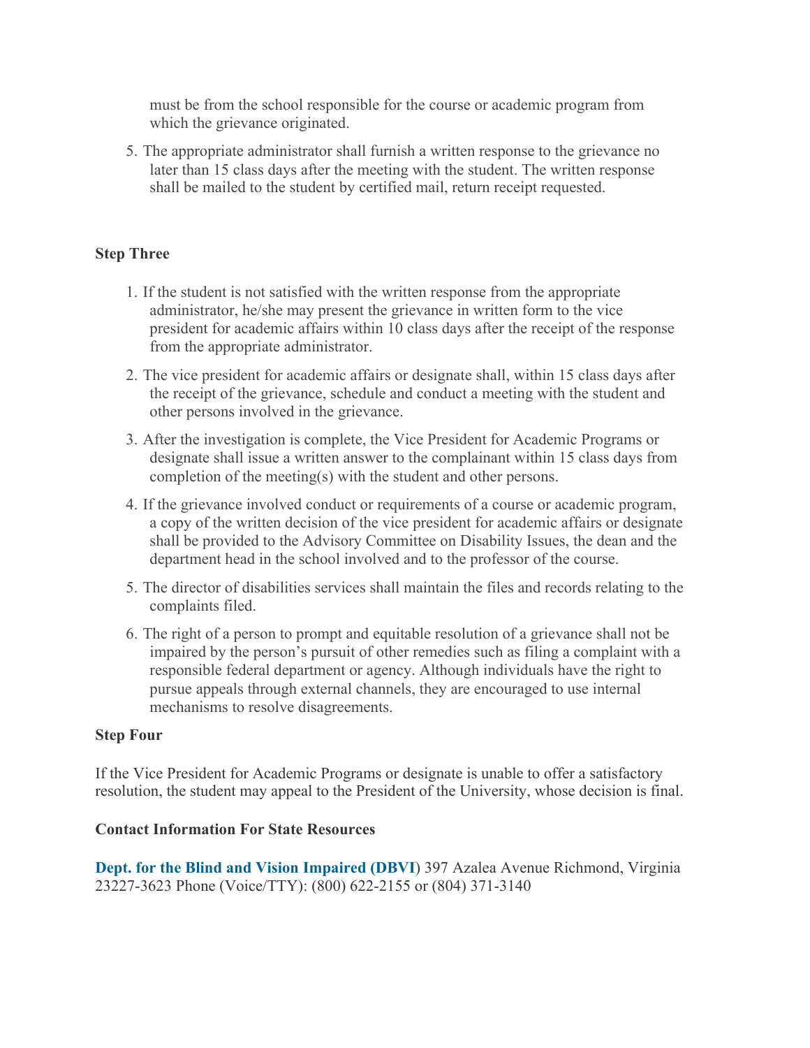must be from the school responsible for the course or academic program from which the grievance originated.

5. The appropriate administrator shall furnish a written response to the grievance no later than 15 class days after the meeting with the student. The written response shall be mailed to the student by certified mail, return receipt requested.

**Step Three**

1. If the student is not satisfied with the written response from the appropriate administrator, he/she may present the grievance in written form to the vice president for academic affairs within 10 class days after the receipt of the response from the appropriate administrator.
2. The vice president for academic affairs or designate shall, within 15 class days after the receipt of the grievance, schedule and conduct a meeting with the student and other persons involved in the grievance.
3. After the investigation is complete, the Vice President for Academic Programs or designate shall issue a written answer to the complainant within 15 class days from completion of the meeting(s) with the student and other persons.
4. If the grievance involved conduct or requirements of a course or academic program, a copy of the written decision of the vice president for academic affairs or designate shall be provided to the Advisory Committee on Disability Issues, the dean and the department head in the school involved and to the professor of the course.
5. The director of disabilities services shall maintain the files and records relating to the complaints filed.
6. The right of a person to prompt and equitable resolution of a grievance shall not be impaired by the person's pursuit of other remedies such as filing a complaint with a responsible federal department or agency. Although individuals have the right to pursue appeals through external channels, they are encouraged to use internal mechanisms to resolve disagreements.

**Step Four**

If the Vice President for Academic Programs or designate is unable to offer a satisfactory resolution, the student may appeal to the President of the University, whose decision is final.

**Contact Information For State Resources**

**Dept. for the Blind and Vision Impaired (DBVI**) 397 Azalea Avenue Richmond, Virginia 23227-3623 Phone (Voice/TTY): (800) 622-2155 or (804) 371-3140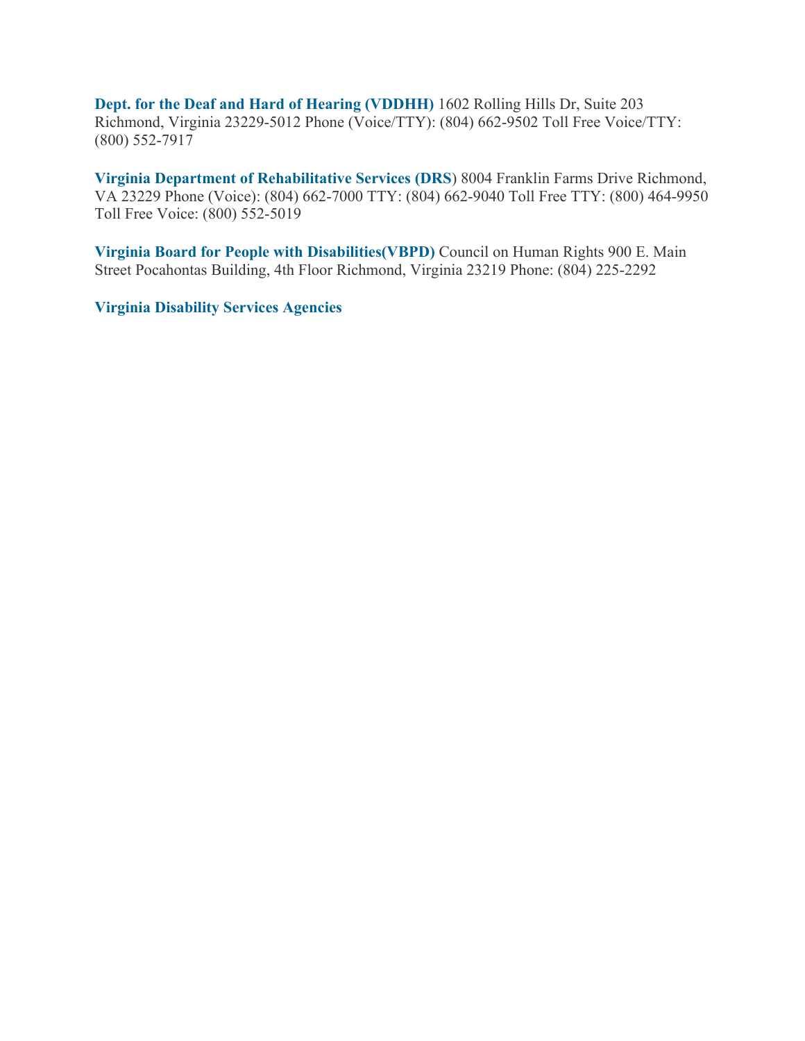**Dept. for the Deaf and Hard of Hearing (VDDHH)** 1602 Rolling Hills Dr, Suite 203 Richmond, Virginia 23229-5012 Phone (Voice/TTY): (804) 662-9502 Toll Free Voice/TTY: (800) 552-7917

**Virginia Department of Rehabilitative Services (DRS**) 8004 Franklin Farms Drive Richmond, VA 23229 Phone (Voice): (804) 662-7000 TTY: (804) 662-9040 Toll Free TTY: (800) 464-9950 Toll Free Voice: (800) 552-5019

**Virginia Board for People with Disabilities(VBPD)** Council on Human Rights 900 E. Main Street Pocahontas Building, 4th Floor Richmond, Virginia 23219 Phone: (804) 225-2292

**Virginia Disability Services Agencies**